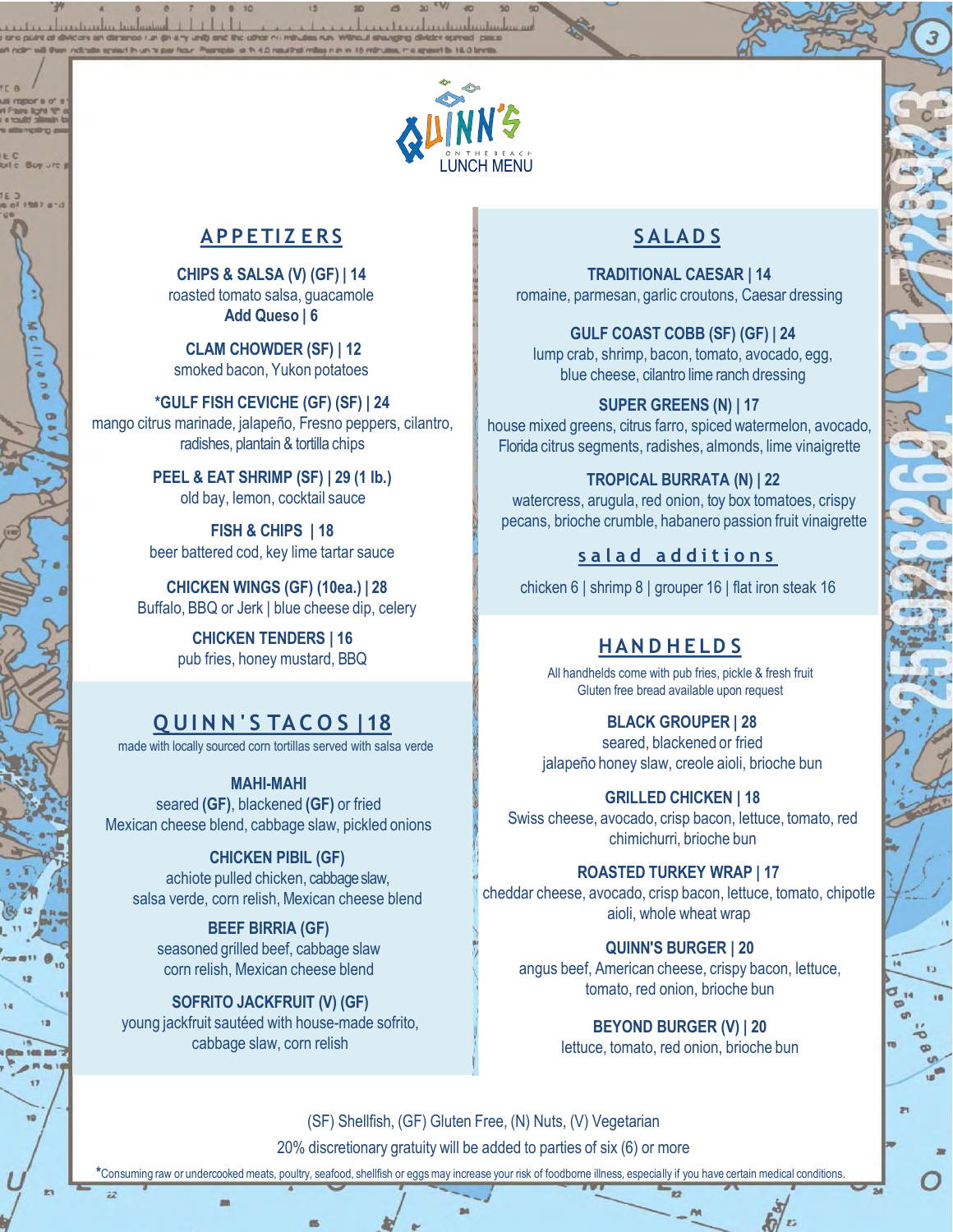# QUINN'S ON THE BEACH

LUNCH MENU

## APPETIZERS

**CHIPS & SALSA (V) (GF) | 14**
roasted tomato salsa, guacamole
**Add Queso | 6**

**CLAM CHOWDER (SF) | 12**
smoked bacon, Yukon potatoes

***GULF FISH CEVICHE (GF) (SF) | 24**
mango citrus marinade, jalapeño, Fresno peppers, cilantro, radishes, plantain & tortilla chips

**PEEL & EAT SHRIMP (SF) | 29 (1 lb.)**
old bay, lemon, cocktail sauce

**FISH & CHIPS | 18**
beer battered cod, key lime tartar sauce

**CHICKEN WINGS (GF) (10ea.) | 28**
Buffalo, BBQ or Jerk | blue cheese dip, celery

**CHICKEN TENDERS | 16**
pub fries, honey mustard, BBQ

## QUINN'S TACOS | 18

made with locally sourced corn tortillas served with salsa verde

**MAHI-MAHI**
seared **(GF)**, blackened **(GF)** or fried
Mexican cheese blend, cabbage slaw, pickled onions

**CHICKEN PIBIL (GF)**
achiote pulled chicken, cabbage slaw, salsa verde, corn relish, Mexican cheese blend

**BEEF BIRRIA (GF)**
seasoned grilled beef, cabbage slaw corn relish, Mexican cheese blend

**SOFRITO JACKFRUIT (V) (GF)**
young jackfruit sautéed with house-made sofrito, cabbage slaw, corn relish

## SALADS

**TRADITIONAL CAESAR | 14**
romaine, parmesan, garlic croutons, Caesar dressing

**GULF COAST COBB (SF) (GF) | 24**
lump crab, shrimp, bacon, tomato, avocado, egg, blue cheese, cilantro lime ranch dressing

**SUPER GREENS (N) | 17**
house mixed greens, citrus farro, spiced watermelon, avocado, Florida citrus segments, radishes, almonds, lime vinaigrette

**TROPICAL BURRATA (N) | 22**
watercress, arugula, red onion, toy box tomatoes, crispy pecans, brioche crumble, habanero passion fruit vinaigrette

### salad additions

chicken 6 | shrimp 8 | grouper 16 | flat iron steak 16

## HANDHELDS

All handhelds come with pub fries, pickle & fresh fruit
Gluten free bread available upon request

**BLACK GROUPER | 28**
seared, blackened or fried
jalapeño honey slaw, creole aioli, brioche bun

**GRILLED CHICKEN | 18**
Swiss cheese, avocado, crisp bacon, lettuce, tomato, red chimichurri, brioche bun

**ROASTED TURKEY WRAP | 17**
cheddar cheese, avocado, crisp bacon, lettuce, tomato, chipotle aioli, whole wheat wrap

**QUINN'S BURGER | 20**
angus beef, American cheese, crispy bacon, lettuce, tomato, red onion, brioche bun

**BEYOND BURGER (V) | 20**
lettuce, tomato, red onion, brioche bun

(SF) Shellfish, (GF) Gluten Free, (N) Nuts, (V) Vegetarian

20% discretionary gratuity will be added to parties of six (6) or more

*Consuming raw or undercooked meats, poultry, seafood, shellfish or eggs may increase your risk of foodborne illness, especially if you have certain medical conditions.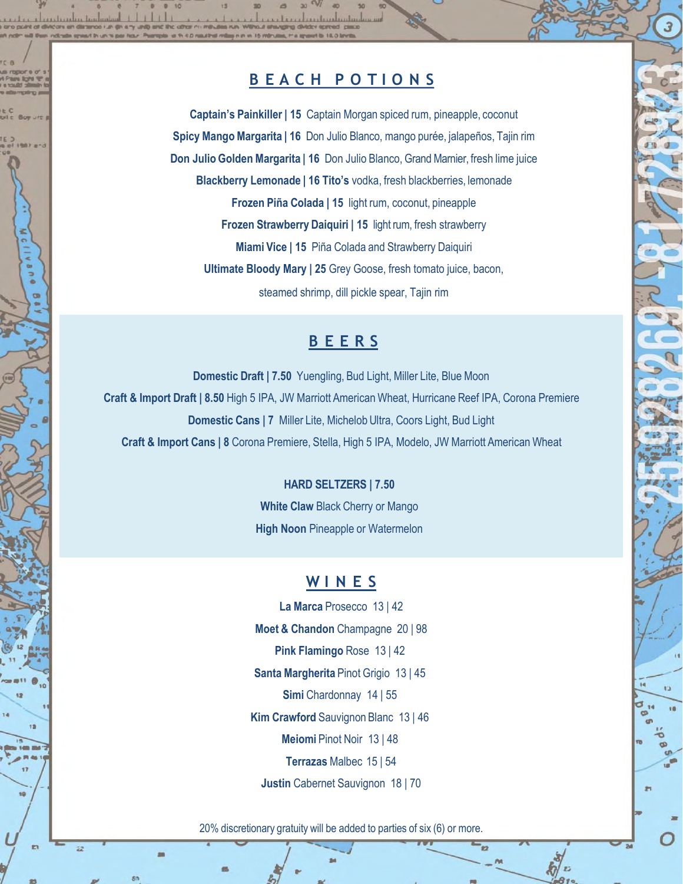## BEACH POTIONS

**Captain's Painkiller | 15** Captain Morgan spiced rum, pineapple, coconut

**Spicy Mango Margarita | 16** Don Julio Blanco, mango purée, jalapeños, Tajin rim

**Don Julio Golden Margarita | 16** Don Julio Blanco, Grand Marnier, fresh lime juice

**Blackberry Lemonade | 16 Tito's** vodka, fresh blackberries, lemonade

**Frozen Piña Colada | 15** light rum, coconut, pineapple

**Frozen Strawberry Daiquiri | 15** light rum, fresh strawberry

**Miami Vice | 15** Piña Colada and Strawberry Daiquiri

**Ultimate Bloody Mary | 25** Grey Goose, fresh tomato juice, bacon, steamed shrimp, dill pickle spear, Tajin rim

## BEERS

**Domestic Draft | 7.50** Yuengling, Bud Light, Miller Lite, Blue Moon

**Craft & Import Draft | 8.50** High 5 IPA, JW Marriott American Wheat, Hurricane Reef IPA, Corona Premiere

**Domestic Cans | 7** Miller Lite, Michelob Ultra, Coors Light, Bud Light

**Craft & Import Cans | 8** Corona Premiere, Stella, High 5 IPA, Modelo, JW Marriott American Wheat

**HARD SELTZERS | 7.50**

**White Claw** Black Cherry or Mango

**High Noon** Pineapple or Watermelon

## WINES

**La Marca** Prosecco 13 | 42

**Moet & Chandon** Champagne 20 | 98

**Pink Flamingo** Rose 13 | 42

**Santa Margherita** Pinot Grigio 13 | 45

**Simi** Chardonnay 14 | 55

**Kim Crawford** Sauvignon Blanc 13 | 46

**Meiomi** Pinot Noir 13 | 48

**Terrazas** Malbec 15 | 54

**Justin** Cabernet Sauvignon 18 | 70

20% discretionary gratuity will be added to parties of six (6) or more.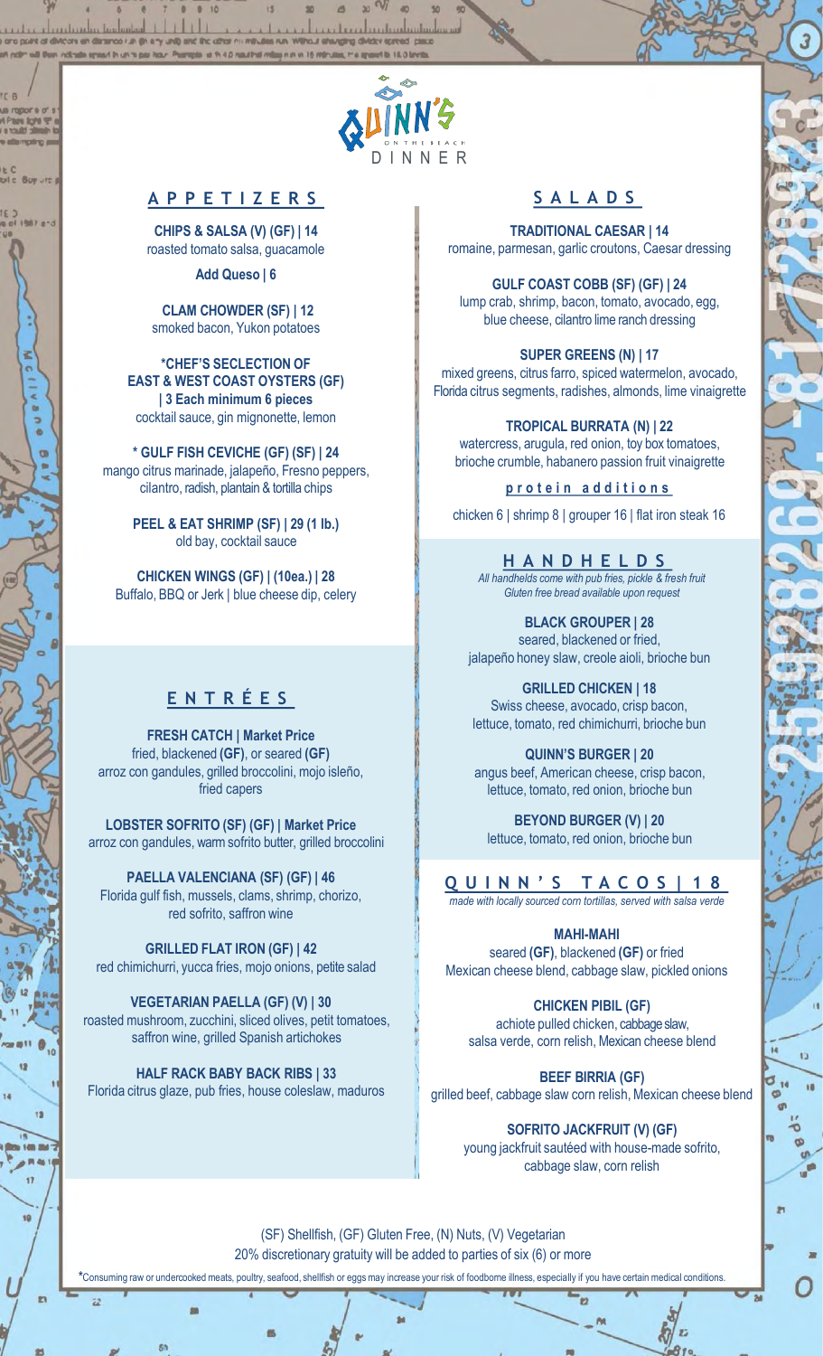QUINN'S ON THE BEACH

DINNER

## APPETIZERS

**CHIPS & SALSA (V) (GF) | 14**
roasted tomato salsa, guacamole

**Add Queso | 6**

**CLAM CHOWDER (SF) | 12**
smoked bacon, Yukon potatoes

***CHEF'S SECLECTION OF EAST & WEST COAST OYSTERS (GF) | 3 Each minimum 6 pieces**
cocktail sauce, gin mignonette, lemon

*** GULF FISH CEVICHE (GF) (SF) | 24**
mango citrus marinade, jalapeño, Fresno peppers, cilantro, radish, plantain & tortilla chips

**PEEL & EAT SHRIMP (SF) | 29 (1 lb.)**
old bay, cocktail sauce

**CHICKEN WINGS (GF) | (10ea.) | 28**
Buffalo, BBQ or Jerk | blue cheese dip, celery

## ENTRÉES

**FRESH CATCH | Market Price**
fried, blackened **(GF)**, or seared **(GF)**
arroz con gandules, grilled broccolini, mojo isleño, fried capers

**LOBSTER SOFRITO (SF) (GF) | Market Price**
arroz con gandules, warm sofrito butter, grilled broccolini

**PAELLA VALENCIANA (SF) (GF) | 46**
Florida gulf fish, mussels, clams, shrimp, chorizo, red sofrito, saffron wine

**GRILLED FLAT IRON (GF) | 42**
red chimichurri, yucca fries, mojo onions, petite salad

**VEGETARIAN PAELLA (GF) (V) | 30**
roasted mushroom, zucchini, sliced olives, petit tomatoes, saffron wine, grilled Spanish artichokes

**HALF RACK BABY BACK RIBS | 33**
Florida citrus glaze, pub fries, house coleslaw, maduros

## SALADS

**TRADITIONAL CAESAR | 14**
romaine, parmesan, garlic croutons, Caesar dressing

**GULF COAST COBB (SF) (GF) | 24**
lump crab, shrimp, bacon, tomato, avocado, egg, blue cheese, cilantro lime ranch dressing

**SUPER GREENS (N) | 17**
mixed greens, citrus farro, spiced watermelon, avocado, Florida citrus segments, radishes, almonds, lime vinaigrette

**TROPICAL BURRATA (N) | 22**
watercress, arugula, red onion, toy box tomatoes, brioche crumble, habanero passion fruit vinaigrette

### protein additions

chicken 6 | shrimp 8 | grouper 16 | flat iron steak 16

## HANDHELDS

*All handhelds come with pub fries, pickle & fresh fruit*
*Gluten free bread available upon request*

**BLACK GROUPER | 28**
seared, blackened or fried, jalapeño honey slaw, creole aioli, brioche bun

**GRILLED CHICKEN | 18**
Swiss cheese, avocado, crisp bacon, lettuce, tomato, red chimichurri, brioche bun

**QUINN'S BURGER | 20**
angus beef, American cheese, crisp bacon, lettuce, tomato, red onion, brioche bun

**BEYOND BURGER (V) | 20**
lettuce, tomato, red onion, brioche bun

## QUINN'S TACOS | 18

*made with locally sourced corn tortillas, served with salsa verde*

**MAHI-MAHI**
seared **(GF)**, blackened **(GF)** or fried
Mexican cheese blend, cabbage slaw, pickled onions

**CHICKEN PIBIL (GF)**
achiote pulled chicken, cabbage slaw, salsa verde, corn relish, Mexican cheese blend

**BEEF BIRRIA (GF)**
grilled beef, cabbage slaw corn relish, Mexican cheese blend

**SOFRITO JACKFRUIT (V) (GF)**
young jackfruit sautéed with house-made sofrito, cabbage slaw, corn relish

(SF) Shellfish, (GF) Gluten Free, (N) Nuts, (V) Vegetarian

20% discretionary gratuity will be added to parties of six (6) or more

*Consuming raw or undercooked meats, poultry, seafood, shellfish or eggs may increase your risk of foodborne illness, especially if you have certain medical conditions.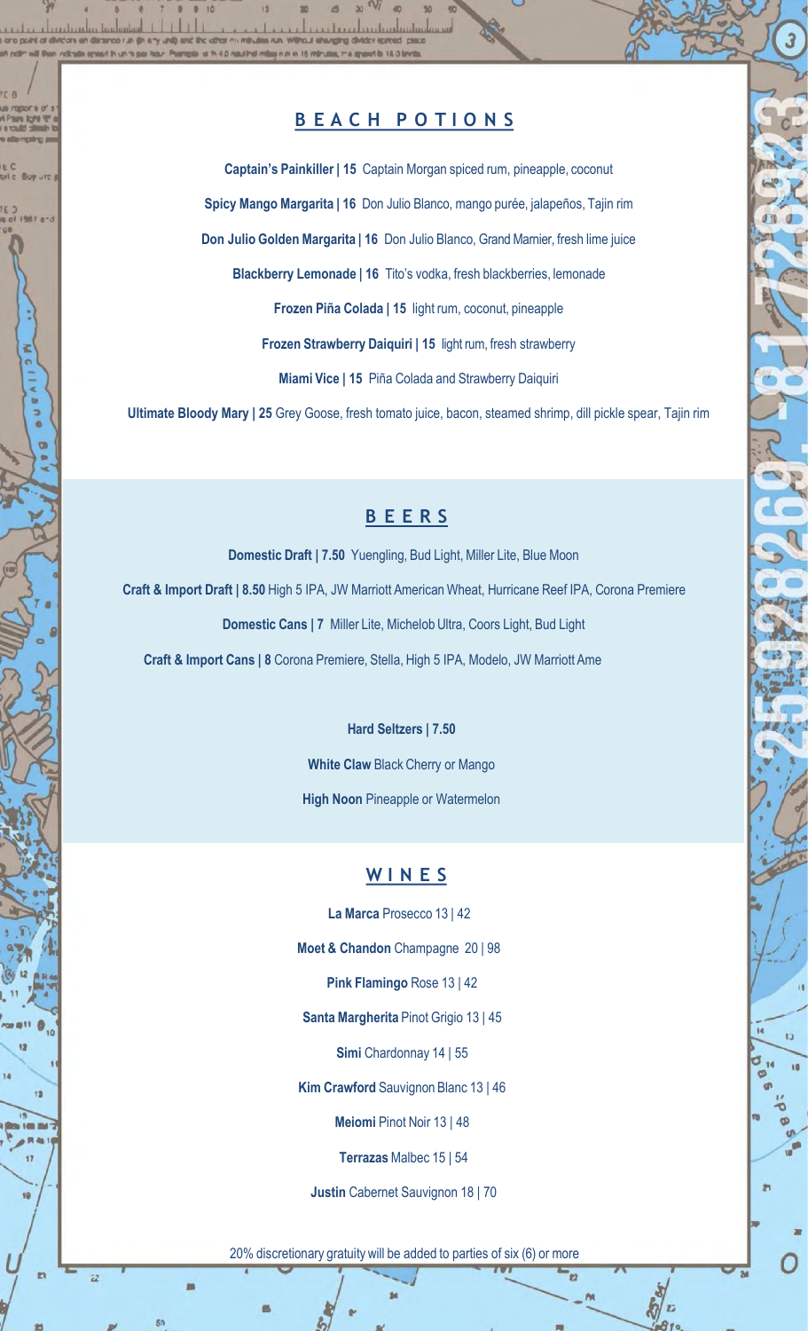## BEACH POTIONS

**Captain's Painkiller | 15** Captain Morgan spiced rum, pineapple, coconut

**Spicy Mango Margarita | 16** Don Julio Blanco, mango purée, jalapeños, Tajin rim

**Don Julio Golden Margarita | 16** Don Julio Blanco, Grand Marnier, fresh lime juice

**Blackberry Lemonade | 16** Tito's vodka, fresh blackberries, lemonade

**Frozen Piña Colada | 15** light rum, coconut, pineapple

**Frozen Strawberry Daiquiri | 15** light rum, fresh strawberry

**Miami Vice | 15** Piña Colada and Strawberry Daiquiri

**Ultimate Bloody Mary | 25** Grey Goose, fresh tomato juice, bacon, steamed shrimp, dill pickle spear, Tajin rim

## BEERS

**Domestic Draft | 7.50** Yuengling, Bud Light, Miller Lite, Blue Moon

**Craft & Import Draft | 8.50** High 5 IPA, JW Marriott American Wheat, Hurricane Reef IPA, Corona Premiere

**Domestic Cans | 7** Miller Lite, Michelob Ultra, Coors Light, Bud Light

**Craft & Import Cans | 8** Corona Premiere, Stella, High 5 IPA, Modelo, JW Marriott Ame

**Hard Seltzers | 7.50**

**White Claw** Black Cherry or Mango

**High Noon** Pineapple or Watermelon

## WINES

**La Marca** Prosecco 13 | 42

**Moet & Chandon** Champagne 20 | 98

**Pink Flamingo** Rose 13 | 42

**Santa Margherita** Pinot Grigio 13 | 45

**Simi** Chardonnay 14 | 55

**Kim Crawford** Sauvignon Blanc 13 | 46

**Meiomi** Pinot Noir 13 | 48

**Terrazas** Malbec 15 | 54

**Justin** Cabernet Sauvignon 18 | 70

20% discretionary gratuity will be added to parties of six (6) or more